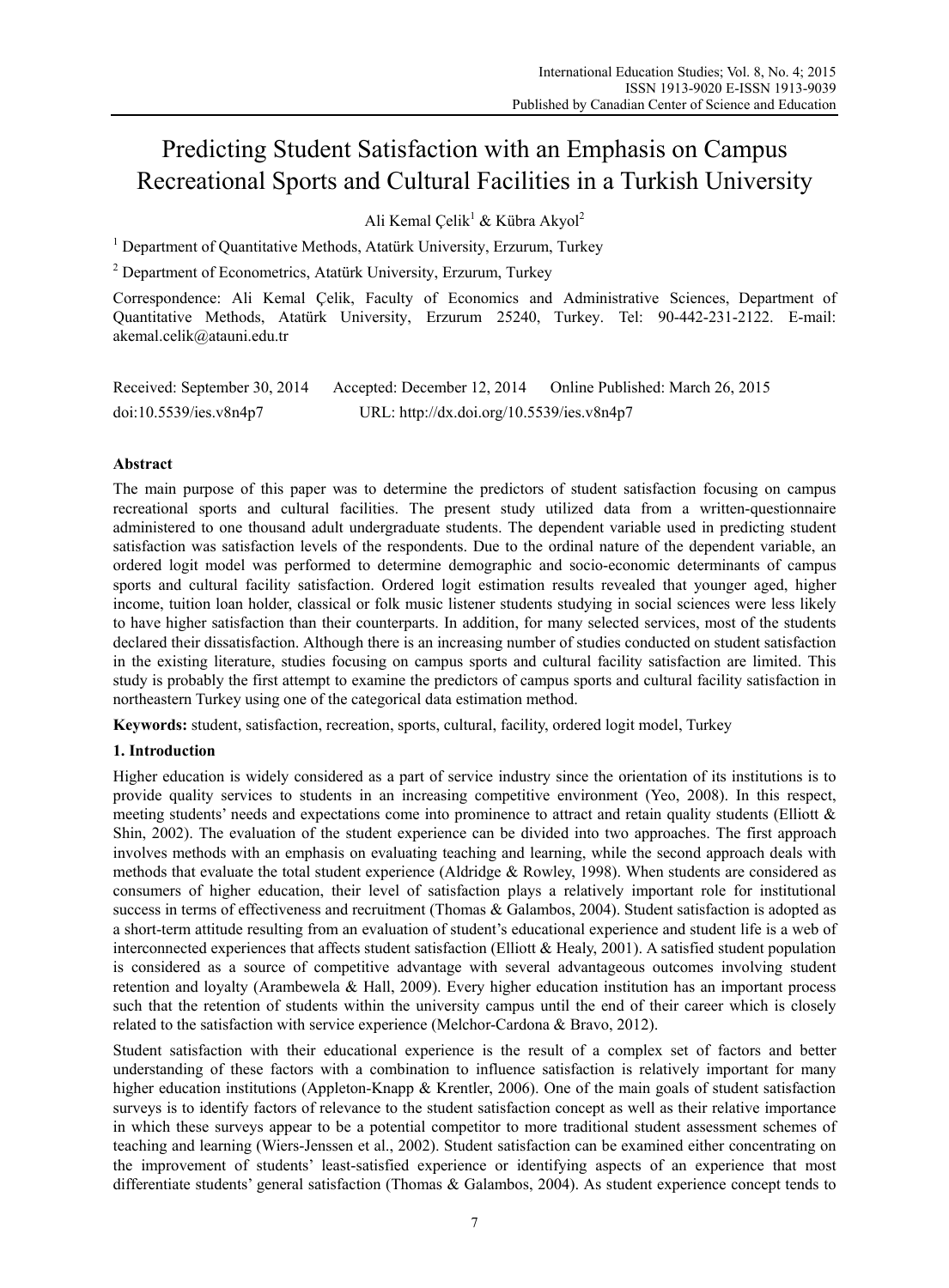# Predicting Student Satisfaction with an Emphasis on Campus Recreational Sports and Cultural Facilities in a Turkish University

Ali Kemal Çelik[1] & Kübra Akyol[2]

[1] Department of Quantitative Methods, Atatürk University, Erzurum, Turkey

[2] Department of Econometrics, Atatürk University, Erzurum, Turkey

Correspondence: Ali Kemal Çelik, Faculty of Economics and Administrative Sciences, Department of Quantitative Methods, Atatürk University, Erzurum 25240, Turkey. Tel: 90-442-231-2122. E-mail: akemal.celik@atauni.edu.tr

Received: September 30, 2014 Accepted: December 12, 2014 Online Published: March 26, 2015

doi:10.5539/ies.v8n4p7 URL: http://dx.doi.org/10.5539/ies.v8n4p7

## Abstract

The main purpose of this paper was to determine the predictors of student satisfaction focusing on campus recreational sports and cultural facilities. The present study utilized data from a written-questionnaire administered to one thousand adult undergraduate students. The dependent variable used in predicting student satisfaction was satisfaction levels of the respondents. Due to the ordinal nature of the dependent variable, an ordered logit model was performed to determine demographic and socio-economic determinants of campus sports and cultural facility satisfaction. Ordered logit estimation results revealed that younger aged, higher income, tuition loan holder, classical or folk music listener students studying in social sciences were less likely to have higher satisfaction than their counterparts. In addition, for many selected services, most of the students declared their dissatisfaction. Although there is an increasing number of studies conducted on student satisfaction in the existing literature, studies focusing on campus sports and cultural facility satisfaction are limited. This study is probably the first attempt to examine the predictors of campus sports and cultural facility satisfaction in northeastern Turkey using one of the categorical data estimation method.

**Keywords:** student, satisfaction, recreation, sports, cultural, facility, ordered logit model, Turkey

## 1. Introduction

Higher education is widely considered as a part of service industry since the orientation of its institutions is to provide quality services to students in an increasing competitive environment (Yeo, 2008). In this respect, meeting students' needs and expectations come into prominence to attract and retain quality students (Elliott & Shin, 2002). The evaluation of the student experience can be divided into two approaches. The first approach involves methods with an emphasis on evaluating teaching and learning, while the second approach deals with methods that evaluate the total student experience (Aldridge & Rowley, 1998). When students are considered as consumers of higher education, their level of satisfaction plays a relatively important role for institutional success in terms of effectiveness and recruitment (Thomas & Galambos, 2004). Student satisfaction is adopted as a short-term attitude resulting from an evaluation of student's educational experience and student life is a web of interconnected experiences that affects student satisfaction (Elliott & Healy, 2001). A satisfied student population is considered as a source of competitive advantage with several advantageous outcomes involving student retention and loyalty (Arambewela & Hall, 2009). Every higher education institution has an important process such that the retention of students within the university campus until the end of their career which is closely related to the satisfaction with service experience (Melchor-Cardona & Bravo, 2012).

Student satisfaction with their educational experience is the result of a complex set of factors and better understanding of these factors with a combination to influence satisfaction is relatively important for many higher education institutions (Appleton-Knapp & Krentler, 2006). One of the main goals of student satisfaction surveys is to identify factors of relevance to the student satisfaction concept as well as their relative importance in which these surveys appear to be a potential competitor to more traditional student assessment schemes of teaching and learning (Wiers-Jenssen et al., 2002). Student satisfaction can be examined either concentrating on the improvement of students' least-satisfied experience or identifying aspects of an experience that most differentiate students' general satisfaction (Thomas & Galambos, 2004). As student experience concept tends to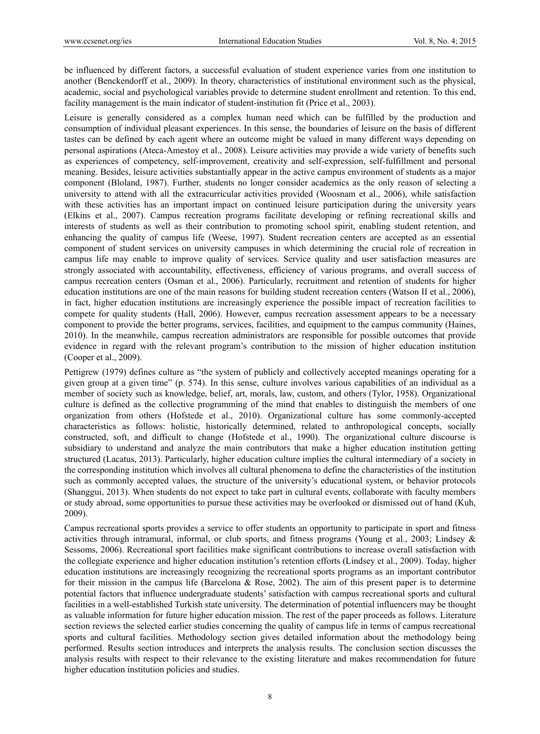be influenced by different factors, a successful evaluation of student experience varies from one institution to another (Benckendorff et al., 2009). In theory, characteristics of institutional environment such as the physical, academic, social and psychological variables provide to determine student enrollment and retention. To this end, facility management is the main indicator of student-institution fit (Price et al., 2003).

Leisure is generally considered as a complex human need which can be fulfilled by the production and consumption of individual pleasant experiences. In this sense, the boundaries of leisure on the basis of different tastes can be defined by each agent where an outcome might be valued in many different ways depending on personal aspirations (Ateca-Amestoy et al., 2008). Leisure activities may provide a wide variety of benefits such as experiences of competency, self-improvement, creativity and self-expression, self-fulfillment and personal meaning. Besides, leisure activities substantially appear in the active campus environment of students as a major component (Bloland, 1987). Further, students no longer consider academics as the only reason of selecting a university to attend with all the extracurricular activities provided (Woosnam et al., 2006), while satisfaction with these activities has an important impact on continued leisure participation during the university years (Elkins et al., 2007). Campus recreation programs facilitate developing or refining recreational skills and interests of students as well as their contribution to promoting school spirit, enabling student retention, and enhancing the quality of campus life (Weese, 1997). Student recreation centers are accepted as an essential component of student services on university campuses in which determining the crucial role of recreation in campus life may enable to improve quality of services. Service quality and user satisfaction measures are strongly associated with accountability, effectiveness, efficiency of various programs, and overall success of campus recreation centers (Osman et al., 2006). Particularly, recruitment and retention of students for higher education institutions are one of the main reasons for building student recreation centers (Watson II et al., 2006), in fact, higher education institutions are increasingly experience the possible impact of recreation facilities to compete for quality students (Hall, 2006). However, campus recreation assessment appears to be a necessary component to provide the better programs, services, facilities, and equipment to the campus community (Haines, 2010). In the meanwhile, campus recreation administrators are responsible for possible outcomes that provide evidence in regard with the relevant program's contribution to the mission of higher education institution (Cooper et al., 2009).

Pettigrew (1979) defines culture as "the system of publicly and collectively accepted meanings operating for a given group at a given time" (p. 574). In this sense, culture involves various capabilities of an individual as a member of society such as knowledge, belief, art, morals, law, custom, and others (Tylor, 1958). Organizational culture is defined as the collective programming of the mind that enables to distinguish the members of one organization from others (Hofstede et al., 2010). Organizational culture has some commonly-accepted characteristics as follows: holistic, historically determined, related to anthropological concepts, socially constructed, soft, and difficult to change (Hofstede et al., 1990). The organizational culture discourse is subsidiary to understand and analyze the main contributors that make a higher education institution getting structured (Lacatus, 2013). Particularly, higher education culture implies the cultural intermediary of a society in the corresponding institution which involves all cultural phenomena to define the characteristics of the institution such as commonly accepted values, the structure of the university's educational system, or behavior protocols (Shanggui, 2013). When students do not expect to take part in cultural events, collaborate with faculty members or study abroad, some opportunities to pursue these activities may be overlooked or dismissed out of hand (Kuh, 2009).

Campus recreational sports provides a service to offer students an opportunity to participate in sport and fitness activities through intramural, informal, or club sports, and fitness programs (Young et al., 2003; Lindsey & Sessoms, 2006). Recreational sport facilities make significant contributions to increase overall satisfaction with the collegiate experience and higher education institution's retention efforts (Lindsey et al., 2009). Today, higher education institutions are increasingly recognizing the recreational sports programs as an important contributor for their mission in the campus life (Barcelona & Rose, 2002). The aim of this present paper is to determine potential factors that influence undergraduate students' satisfaction with campus recreational sports and cultural facilities in a well-established Turkish state university. The determination of potential influencers may be thought as valuable information for future higher education mission. The rest of the paper proceeds as follows. Literature section reviews the selected earlier studies concerning the quality of campus life in terms of campus recreational sports and cultural facilities. Methodology section gives detailed information about the methodology being performed. Results section introduces and interprets the analysis results. The conclusion section discusses the analysis results with respect to their relevance to the existing literature and makes recommendation for future higher education institution policies and studies.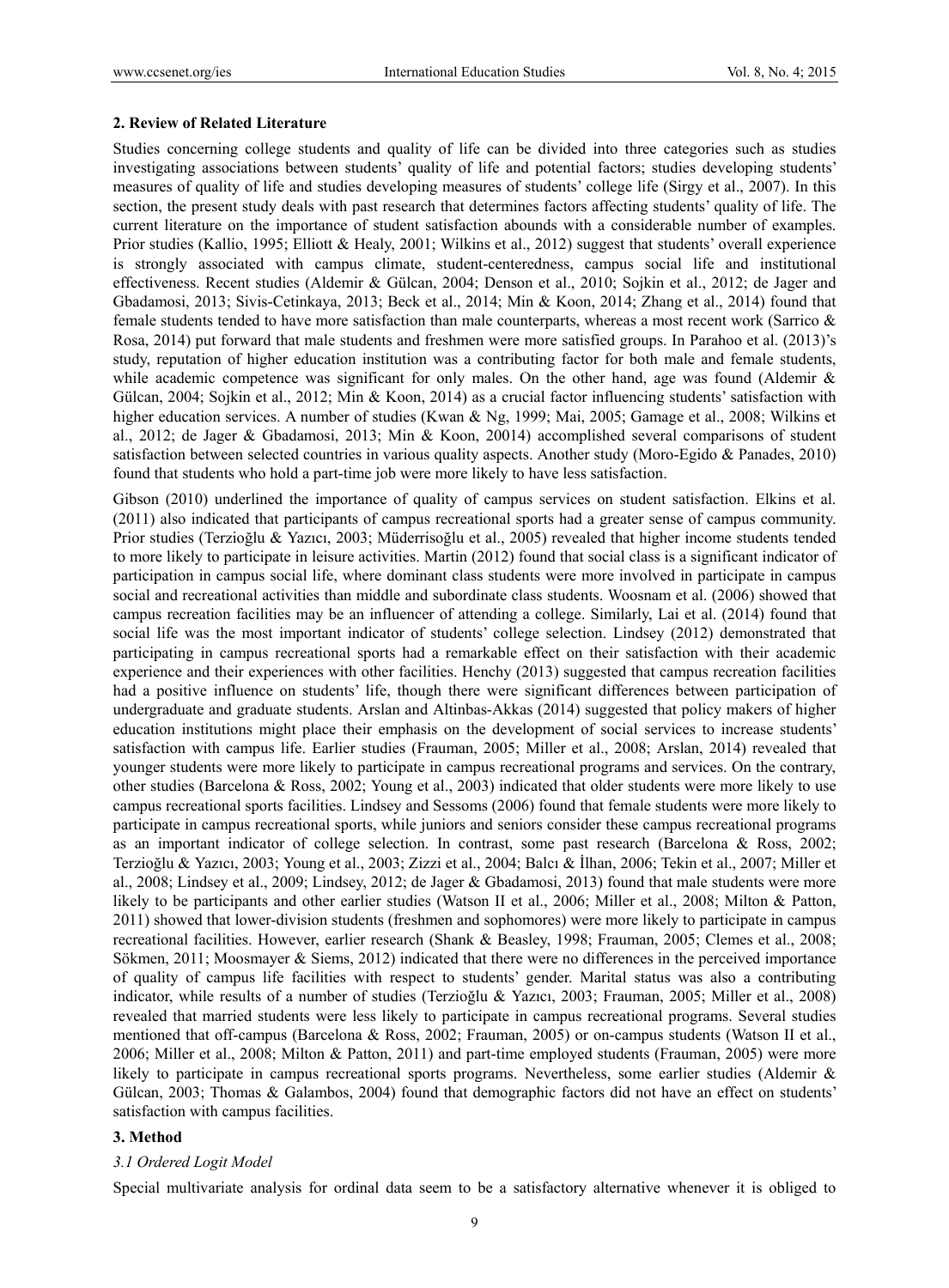### 2. Review of Related Literature

Studies concerning college students and quality of life can be divided into three categories such as studies investigating associations between students' quality of life and potential factors; studies developing students' measures of quality of life and studies developing measures of students' college life (Sirgy et al., 2007). In this section, the present study deals with past research that determines factors affecting students' quality of life. The current literature on the importance of student satisfaction abounds with a considerable number of examples. Prior studies (Kallio, 1995; Elliott & Healy, 2001; Wilkins et al., 2012) suggest that students' overall experience is strongly associated with campus climate, student-centeredness, campus social life and institutional effectiveness. Recent studies (Aldemir & Gülcan, 2004; Denson et al., 2010; Sojkin et al., 2012; de Jager and Gbadamosi, 2013; Sivis-Cetinkaya, 2013; Beck et al., 2014; Min & Koon, 2014; Zhang et al., 2014) found that female students tended to have more satisfaction than male counterparts, whereas a most recent work (Sarrico & Rosa, 2014) put forward that male students and freshmen were more satisfied groups. In Parahoo et al. (2013)'s study, reputation of higher education institution was a contributing factor for both male and female students, while academic competence was significant for only males. On the other hand, age was found (Aldemir & Gülcan, 2004; Sojkin et al., 2012; Min & Koon, 2014) as a crucial factor influencing students' satisfaction with higher education services. A number of studies (Kwan & Ng, 1999; Mai, 2005; Gamage et al., 2008; Wilkins et al., 2012; de Jager & Gbadamosi, 2013; Min & Koon, 20014) accomplished several comparisons of student satisfaction between selected countries in various quality aspects. Another study (Moro-Egido & Panades, 2010) found that students who hold a part-time job were more likely to have less satisfaction.

Gibson (2010) underlined the importance of quality of campus services on student satisfaction. Elkins et al. (2011) also indicated that participants of campus recreational sports had a greater sense of campus community. Prior studies (Terzioğlu & Yazıcı, 2003; Müderrisoğlu et al., 2005) revealed that higher income students tended to more likely to participate in leisure activities. Martin (2012) found that social class is a significant indicator of participation in campus social life, where dominant class students were more involved in participate in campus social and recreational activities than middle and subordinate class students. Woosnam et al. (2006) showed that campus recreation facilities may be an influencer of attending a college. Similarly, Lai et al. (2014) found that social life was the most important indicator of students' college selection. Lindsey (2012) demonstrated that participating in campus recreational sports had a remarkable effect on their satisfaction with their academic experience and their experiences with other facilities. Henchy (2013) suggested that campus recreation facilities had a positive influence on students' life, though there were significant differences between participation of undergraduate and graduate students. Arslan and Altinbas-Akkas (2014) suggested that policy makers of higher education institutions might place their emphasis on the development of social services to increase students' satisfaction with campus life. Earlier studies (Frauman, 2005; Miller et al., 2008; Arslan, 2014) revealed that younger students were more likely to participate in campus recreational programs and services. On the contrary, other studies (Barcelona & Ross, 2002; Young et al., 2003) indicated that older students were more likely to use campus recreational sports facilities. Lindsey and Sessoms (2006) found that female students were more likely to participate in campus recreational sports, while juniors and seniors consider these campus recreational programs as an important indicator of college selection. In contrast, some past research (Barcelona & Ross, 2002; Terzioğlu & Yazıcı, 2003; Young et al., 2003; Zizzi et al., 2004; Balcı & İlhan, 2006; Tekin et al., 2007; Miller et al., 2008; Lindsey et al., 2009; Lindsey, 2012; de Jager & Gbadamosi, 2013) found that male students were more likely to be participants and other earlier studies (Watson II et al., 2006; Miller et al., 2008; Milton & Patton, 2011) showed that lower-division students (freshmen and sophomores) were more likely to participate in campus recreational facilities. However, earlier research (Shank & Beasley, 1998; Frauman, 2005; Clemes et al., 2008; Sökmen, 2011; Moosmayer & Siems, 2012) indicated that there were no differences in the perceived importance of quality of campus life facilities with respect to students' gender. Marital status was also a contributing indicator, while results of a number of studies (Terzioğlu & Yazıcı, 2003; Frauman, 2005; Miller et al., 2008) revealed that married students were less likely to participate in campus recreational programs. Several studies mentioned that off-campus (Barcelona & Ross, 2002; Frauman, 2005) or on-campus students (Watson II et al., 2006; Miller et al., 2008; Milton & Patton, 2011) and part-time employed students (Frauman, 2005) were more likely to participate in campus recreational sports programs. Nevertheless, some earlier studies (Aldemir & Gülcan, 2003; Thomas & Galambos, 2004) found that demographic factors did not have an effect on students' satisfaction with campus facilities.

### 3. Method

#### *3.1 Ordered Logit Model*

Special multivariate analysis for ordinal data seem to be a satisfactory alternative whenever it is obliged to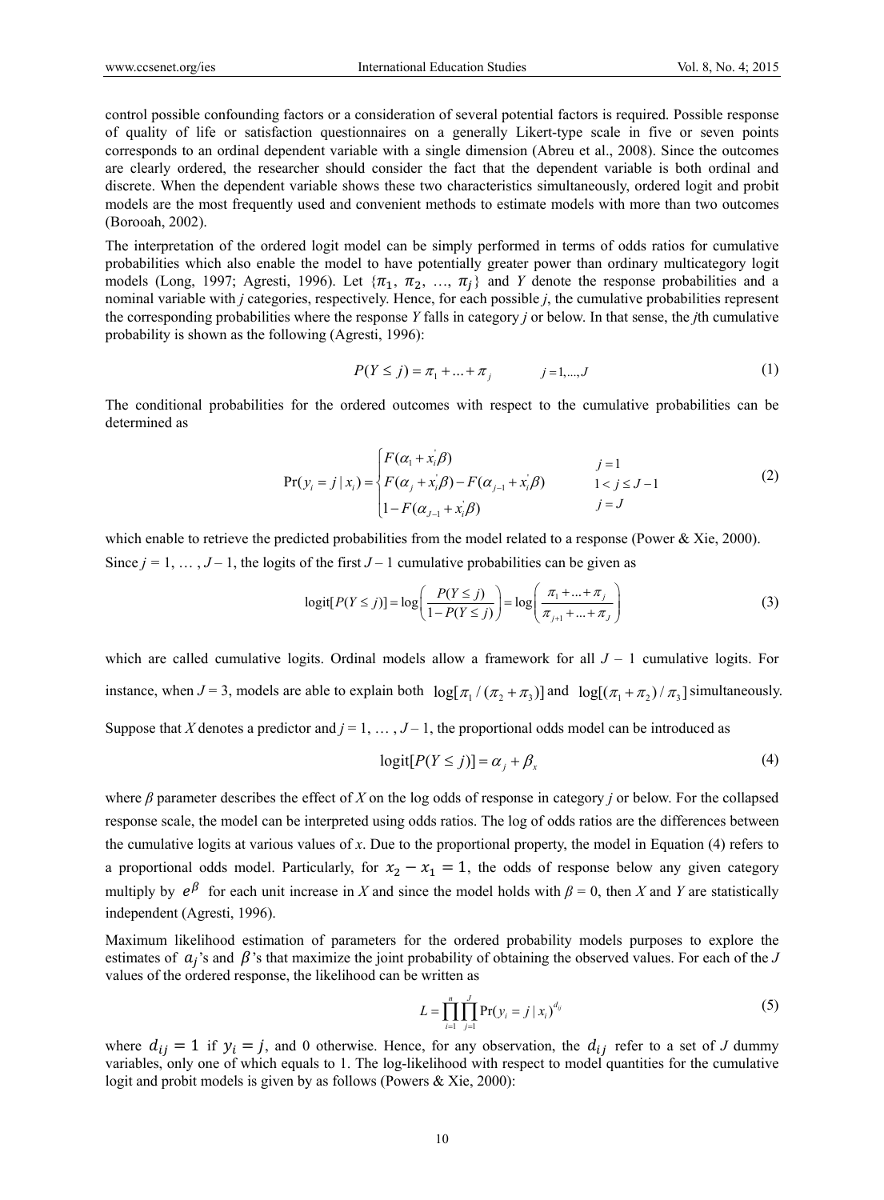control possible confounding factors or a consideration of several potential factors is required. Possible response of quality of life or satisfaction questionnaires on a generally Likert-type scale in five or seven points corresponds to an ordinal dependent variable with a single dimension (Abreu et al., 2008). Since the outcomes are clearly ordered, the researcher should consider the fact that the dependent variable is both ordinal and discrete. When the dependent variable shows these two characteristics simultaneously, ordered logit and probit models are the most frequently used and convenient methods to estimate models with more than two outcomes (Borooah, 2002).

The interpretation of the ordered logit model can be simply performed in terms of odds ratios for cumulative probabilities which also enable the model to have potentially greater power than ordinary multicategory logit models (Long, 1997; Agresti, 1996). Let $\{\pi_1, \pi_2, \ldots, \pi_j\}$ and *Y* denote the response probabilities and a nominal variable with *j* categories, respectively. Hence, for each possible *j*, the cumulative probabilities represent the corresponding probabilities where the response *Y* falls in category *j* or below. In that sense, the *j*th cumulative probability is shown as the following (Agresti, 1996):

$$P(Y \leq j) = \pi_1 + \ldots + \pi_j \qquad j = 1, \ldots, J \tag{1}$$

The conditional probabilities for the ordered outcomes with respect to the cumulative probabilities can be determined as

$$\Pr(y_i = j \mid x_i) = \begin{cases} F(\alpha_1 + x_i^{'}\beta) & j = 1 \\ F(\alpha_j + x_i^{'}\beta) - F(\alpha_{j-1} + x_i^{'}\beta) & 1 < j \leq J-1 \\ 1 - F(\alpha_{J-1} + x_i^{'}\beta) & j = J \end{cases} \tag{2}$$

which enable to retrieve the predicted probabilities from the model related to a response (Power & Xie, 2000).

Since $j = 1, \ldots, J - 1$, the logits of the first $J - 1$ cumulative probabilities can be given as

$$\text{logit}[P(Y \leq j)] = \log\left(\frac{P(Y \leq j)}{1 - P(Y \leq j)}\right) = \log\left(\frac{\pi_1 + \ldots + \pi_j}{\pi_{j+1} + \ldots + \pi_J}\right) \tag{3}$$

which are called cumulative logits. Ordinal models allow a framework for all $J - 1$ cumulative logits. For instance, when $J = 3$, models are able to explain both $\log[\pi_1 / (\pi_2 + \pi_3)]$ and $\log[(\pi_1 + \pi_2) / \pi_3]$ simultaneously.

Suppose that *X* denotes a predictor and $j = 1, \ldots, J - 1$, the proportional odds model can be introduced as

$$\text{logit}[P(Y \leq j)] = \alpha_j + \beta_x \tag{4}$$

where *β* parameter describes the effect of *X* on the log odds of response in category *j* or below. For the collapsed response scale, the model can be interpreted using odds ratios. The log of odds ratios are the differences between the cumulative logits at various values of *x*. Due to the proportional property, the model in Equation (4) refers to a proportional odds model. Particularly, for $x_2 - x_1 = 1$, the odds of response below any given category multiply by $e^{\beta}$ for each unit increase in *X* and since the model holds with $\beta = 0$, then *X* and *Y* are statistically independent (Agresti, 1996).

Maximum likelihood estimation of parameters for the ordered probability models purposes to explore the estimates of $a_j$'s and $\beta$'s that maximize the joint probability of obtaining the observed values. For each of the *J* values of the ordered response, the likelihood can be written as

$$L = \prod_{i=1}^{n} \prod_{j=1}^{J} \Pr(y_i = j \mid x_i)^{d_{ij}} \tag{5}$$

where $d_{ij} = 1$ if $y_i = j$, and 0 otherwise. Hence, for any observation, the $d_{ij}$ refer to a set of *J* dummy variables, only one of which equals to 1. The log-likelihood with respect to model quantities for the cumulative logit and probit models is given by as follows (Powers & Xie, 2000):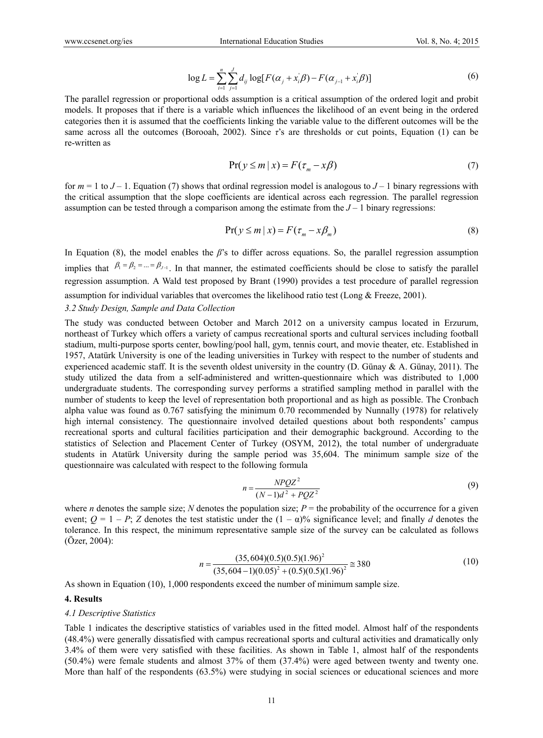$$\log L = \sum_{i=1}^{n} \sum_{j=1}^{J} d_{ij} \log[F(\alpha_j + x_i^{'}\beta) - F(\alpha_{j-1} + x_i^{'}\beta)] \tag{6}$$

The parallel regression or proportional odds assumption is a critical assumption of the ordered logit and probit models. It proposes that if there is a variable which influences the likelihood of an event being in the ordered categories then it is assumed that the coefficients linking the variable value to the different outcomes will be the same across all the outcomes (Borooah, 2002). Since $\tau$'s are thresholds or cut points, Equation (1) can be re-written as

$$\Pr(y \leq m \mid x) = F(\tau_m - x\beta) \tag{7}$$

for $m = 1$ to $J - 1$. Equation (7) shows that ordinal regression model is analogous to $J - 1$ binary regressions with the critical assumption that the slope coefficients are identical across each regression. The parallel regression assumption can be tested through a comparison among the estimate from the $J - 1$ binary regressions:

$$\Pr(y \leq m \mid x) = F(\tau_m - x\beta_m) \tag{8}$$

In Equation (8), the model enables the $\beta$'s to differ across equations. So, the parallel regression assumption implies that $\beta_1 = \beta_2 = ... = \beta_{J-1}$. In that manner, the estimated coefficients should be close to satisfy the parallel regression assumption. A Wald test proposed by Brant (1990) provides a test procedure of parallel regression assumption for individual variables that overcomes the likelihood ratio test (Long & Freeze, 2001).

### *3.2 Study Design, Sample and Data Collection*

The study was conducted between October and March 2012 on a university campus located in Erzurum, northeast of Turkey which offers a variety of campus recreational sports and cultural services including football stadium, multi-purpose sports center, bowling/pool hall, gym, tennis court, and movie theater, etc. Established in 1957, Atatürk University is one of the leading universities in Turkey with respect to the number of students and experienced academic staff. It is the seventh oldest university in the country (D. Günay & A. Günay, 2011). The study utilized the data from a self-administered and written-questionnaire which was distributed to 1,000 undergraduate students. The corresponding survey performs a stratified sampling method in parallel with the number of students to keep the level of representation both proportional and as high as possible. The Cronbach alpha value was found as 0.767 satisfying the minimum 0.70 recommended by Nunnally (1978) for relatively high internal consistency. The questionnaire involved detailed questions about both respondents' campus recreational sports and cultural facilities participation and their demographic background. According to the statistics of Selection and Placement Center of Turkey (OSYM, 2012), the total number of undergraduate students in Atatürk University during the sample period was 35,604. The minimum sample size of the questionnaire was calculated with respect to the following formula

$$n = \frac{NPQZ^2}{(N-1)d^2 + PQZ^2} \tag{9}$$

where $n$ denotes the sample size; $N$ denotes the population size; $P$ = the probability of the occurrence for a given event; $Q = 1 - P$; $Z$ denotes the test statistic under the $(1 - \alpha)\%$ significance level; and finally $d$ denotes the tolerance. In this respect, the minimum representative sample size of the survey can be calculated as follows (Özer, 2004):

$$n = \frac{(35,604)(0.5)(0.5)(1.96)^2}{(35,604-1)(0.05)^2 + (0.5)(0.5)(1.96)^2} \cong 380 \tag{10}$$

As shown in Equation (10), 1,000 respondents exceed the number of minimum sample size.

## 4. Results

### *4.1 Descriptive Statistics*

Table 1 indicates the descriptive statistics of variables used in the fitted model. Almost half of the respondents (48.4%) were generally dissatisfied with campus recreational sports and cultural activities and dramatically only 3.4% of them were very satisfied with these facilities. As shown in Table 1, almost half of the respondents (50.4%) were female students and almost 37% of them (37.4%) were aged between twenty and twenty one. More than half of the respondents (63.5%) were studying in social sciences or educational sciences and more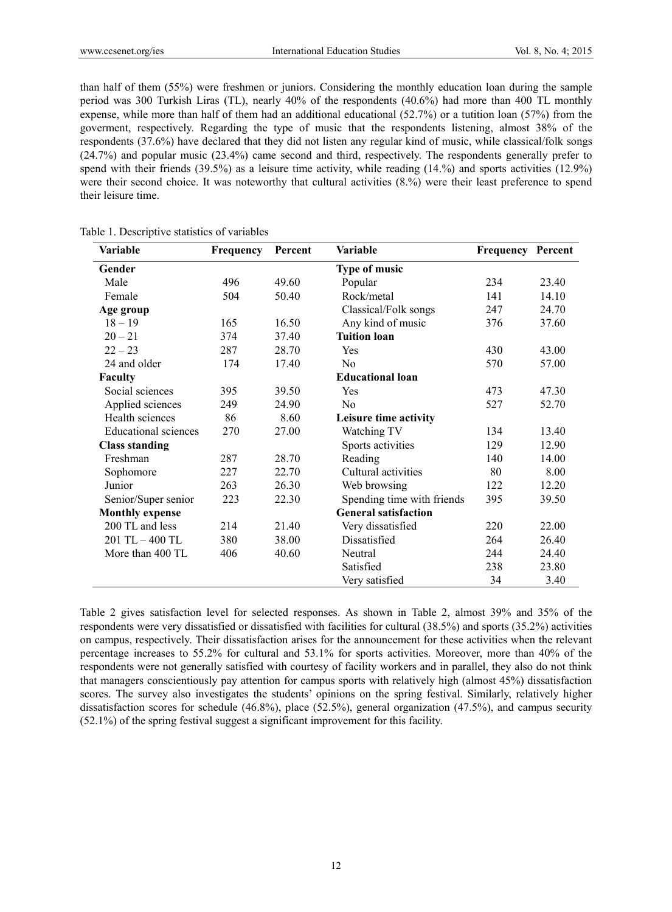than half of them (55%) were freshmen or juniors. Considering the monthly education loan during the sample period was 300 Turkish Liras (TL), nearly 40% of the respondents (40.6%) had more than 400 TL monthly expense, while more than half of them had an additional educational (52.7%) or a tutition loan (57%) from the goverment, respectively. Regarding the type of music that the respondents listening, almost 38% of the respondents (37.6%) have declared that they did not listen any regular kind of music, while classical/folk songs (24.7%) and popular music (23.4%) came second and third, respectively. The respondents generally prefer to spend with their friends (39.5%) as a leisure time activity, while reading (14.%) and sports activities (12.9%) were their second choice. It was noteworthy that cultural activities (8.%) were their least preference to spend their leisure time.

Table 1. Descriptive statistics of variables

| Variable | Frequency | Percent | Variable | Frequency | Percent |
|---|---|---|---|---|---|
| **Gender** | | | **Type of music** | | |
| Male | 496 | 49.60 | Popular | 234 | 23.40 |
| Female | 504 | 50.40 | Rock/metal | 141 | 14.10 |
| **Age group** | | | Classical/Folk songs | 247 | 24.70 |
| 18 – 19 | 165 | 16.50 | Any kind of music | 376 | 37.60 |
| 20 – 21 | 374 | 37.40 | **Tuition loan** | | |
| 22 – 23 | 287 | 28.70 | Yes | 430 | 43.00 |
| 24 and older | 174 | 17.40 | No | 570 | 57.00 |
| **Faculty** | | | **Educational loan** | | |
| Social sciences | 395 | 39.50 | Yes | 473 | 47.30 |
| Applied sciences | 249 | 24.90 | No | 527 | 52.70 |
| Health sciences | 86 | 8.60 | **Leisure time activity** | | |
| Educational sciences | 270 | 27.00 | Watching TV | 134 | 13.40 |
| **Class standing** | | | Sports activities | 129 | 12.90 |
| Freshman | 287 | 28.70 | Reading | 140 | 14.00 |
| Sophomore | 227 | 22.70 | Cultural activities | 80 | 8.00 |
| Junior | 263 | 26.30 | Web browsing | 122 | 12.20 |
| Senior/Super senior | 223 | 22.30 | Spending time with friends | 395 | 39.50 |
| **Monthly expense** | | | **General satisfaction** | | |
| 200 TL and less | 214 | 21.40 | Very dissatisfied | 220 | 22.00 |
| 201 TL – 400 TL | 380 | 38.00 | Dissatisfied | 264 | 26.40 |
| More than 400 TL | 406 | 40.60 | Neutral | 244 | 24.40 |
| | | | Satisfied | 238 | 23.80 |
| | | | Very satisfied | 34 | 3.40 |

Table 2 gives satisfaction level for selected responses. As shown in Table 2, almost 39% and 35% of the respondents were very dissatisfied or dissatisfied with facilities for cultural (38.5%) and sports (35.2%) activities on campus, respectively. Their dissatisfaction arises for the announcement for these activities when the relevant percentage increases to 55.2% for cultural and 53.1% for sports activities. Moreover, more than 40% of the respondents were not generally satisfied with courtesy of facility workers and in parallel, they also do not think that managers conscientiously pay attention for campus sports with relatively high (almost 45%) dissatisfaction scores. The survey also investigates the students' opinions on the spring festival. Similarly, relatively higher dissatisfaction scores for schedule (46.8%), place (52.5%), general organization (47.5%), and campus security (52.1%) of the spring festival suggest a significant improvement for this facility.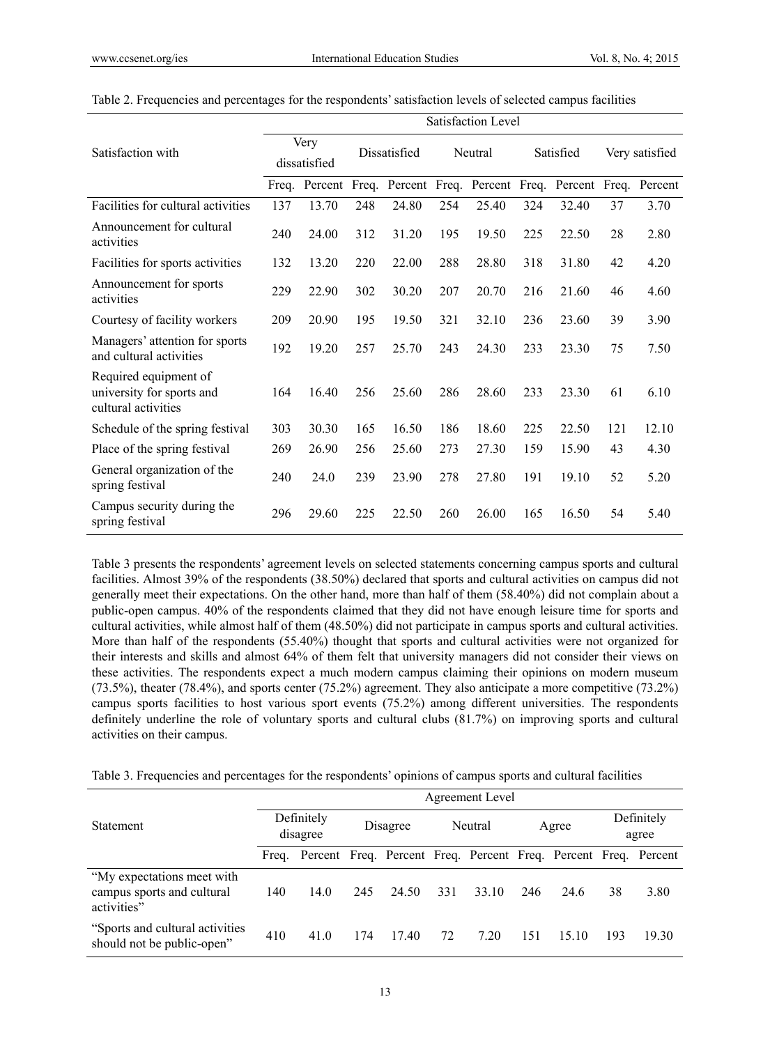Table 2. Frequencies and percentages for the respondents' satisfaction levels of selected campus facilities

| Satisfaction with | Satisfaction Level | | | | | | | | | |
|---|---|---|---|---|---|---|---|---|---|---|
| | Very dissatisfied | | Dissatisfied | | Neutral | | Satisfied | | Very satisfied | |
| | Freq. | Percent | Freq. | Percent | Freq. | Percent | Freq. | Percent | Freq. | Percent |
| Facilities for cultural activities | 137 | 13.70 | 248 | 24.80 | 254 | 25.40 | 324 | 32.40 | 37 | 3.70 |
| Announcement for cultural activities | 240 | 24.00 | 312 | 31.20 | 195 | 19.50 | 225 | 22.50 | 28 | 2.80 |
| Facilities for sports activities | 132 | 13.20 | 220 | 22.00 | 288 | 28.80 | 318 | 31.80 | 42 | 4.20 |
| Announcement for sports activities | 229 | 22.90 | 302 | 30.20 | 207 | 20.70 | 216 | 21.60 | 46 | 4.60 |
| Courtesy of facility workers | 209 | 20.90 | 195 | 19.50 | 321 | 32.10 | 236 | 23.60 | 39 | 3.90 |
| Managers' attention for sports and cultural activities | 192 | 19.20 | 257 | 25.70 | 243 | 24.30 | 233 | 23.30 | 75 | 7.50 |
| Required equipment of university for sports and cultural activities | 164 | 16.40 | 256 | 25.60 | 286 | 28.60 | 233 | 23.30 | 61 | 6.10 |
| Schedule of the spring festival | 303 | 30.30 | 165 | 16.50 | 186 | 18.60 | 225 | 22.50 | 121 | 12.10 |
| Place of the spring festival | 269 | 26.90 | 256 | 25.60 | 273 | 27.30 | 159 | 15.90 | 43 | 4.30 |
| General organization of the spring festival | 240 | 24.0 | 239 | 23.90 | 278 | 27.80 | 191 | 19.10 | 52 | 5.20 |
| Campus security during the spring festival | 296 | 29.60 | 225 | 22.50 | 260 | 26.00 | 165 | 16.50 | 54 | 5.40 |

Table 3 presents the respondents' agreement levels on selected statements concerning campus sports and cultural facilities. Almost 39% of the respondents (38.50%) declared that sports and cultural activities on campus did not generally meet their expectations. On the other hand, more than half of them (58.40%) did not complain about a public-open campus. 40% of the respondents claimed that they did not have enough leisure time for sports and cultural activities, while almost half of them (48.50%) did not participate in campus sports and cultural activities. More than half of the respondents (55.40%) thought that sports and cultural activities were not organized for their interests and skills and almost 64% of them felt that university managers did not consider their views on these activities. The respondents expect a much modern campus claiming their opinions on modern museum (73.5%), theater (78.4%), and sports center (75.2%) agreement. They also anticipate a more competitive (73.2%) campus sports facilities to host various sport events (75.2%) among different universities. The respondents definitely underline the role of voluntary sports and cultural clubs (81.7%) on improving sports and cultural activities on their campus.

Table 3. Frequencies and percentages for the respondents' opinions of campus sports and cultural facilities

| Statement | Agreement Level | | | | | | | | | |
|---|---|---|---|---|---|---|---|---|---|---|
| | Definitely disagree | | Disagree | | Neutral | | Agree | | Definitely agree | |
| | Freq. | Percent | Freq. | Percent | Freq. | Percent | Freq. | Percent | Freq. | Percent |
| "My expectations meet with campus sports and cultural activities" | 140 | 14.0 | 245 | 24.50 | 331 | 33.10 | 246 | 24.6 | 38 | 3.80 |
| "Sports and cultural activities should not be public-open" | 410 | 41.0 | 174 | 17.40 | 72 | 7.20 | 151 | 15.10 | 193 | 19.30 |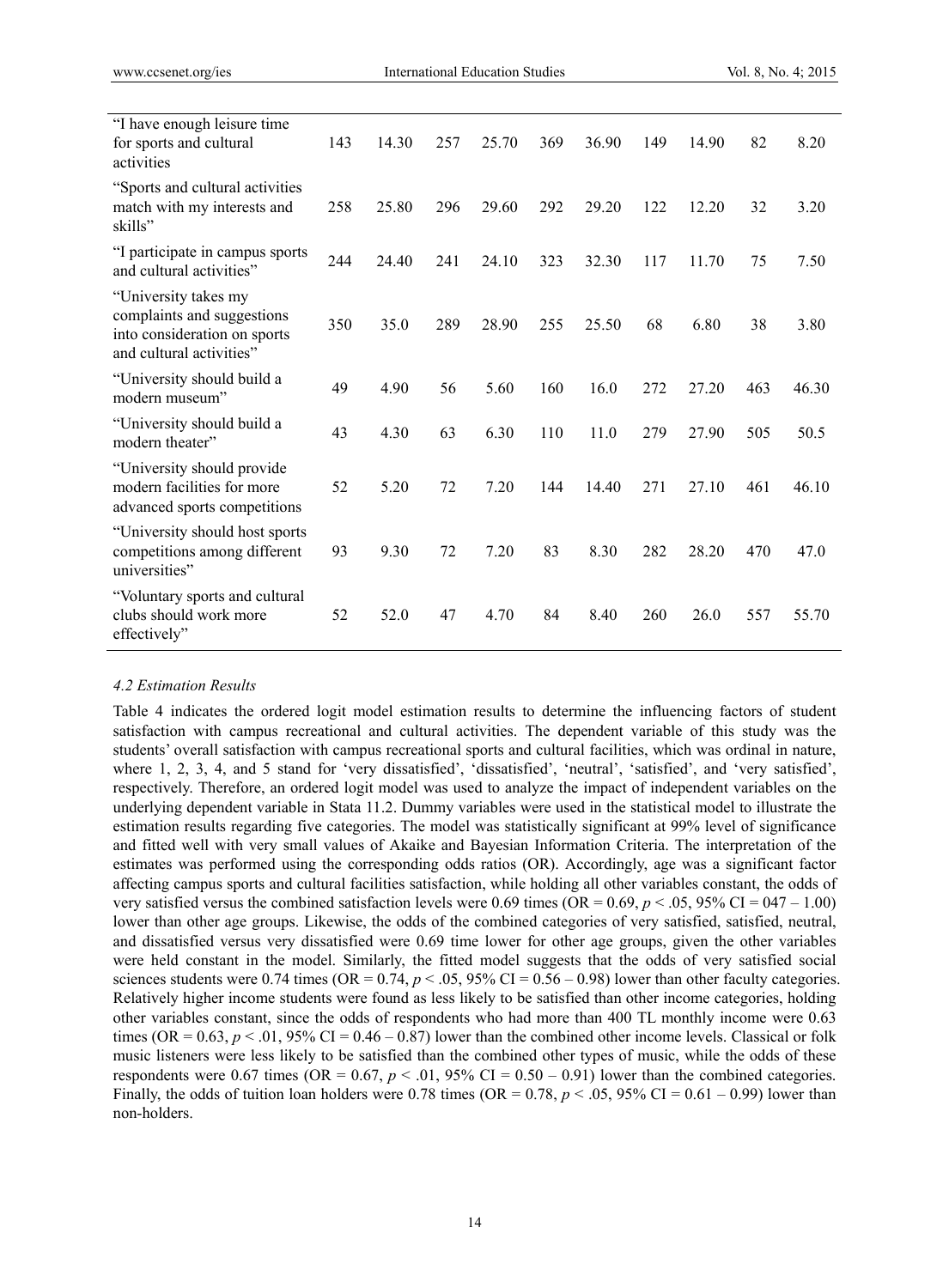| | | | | | | | | | | |
|---|---|---|---|---|---|---|---|---|---|---|
| "I have enough leisure time for sports and cultural activities | 143 | 14.30 | 257 | 25.70 | 369 | 36.90 | 149 | 14.90 | 82 | 8.20 |
| "Sports and cultural activities match with my interests and skills" | 258 | 25.80 | 296 | 29.60 | 292 | 29.20 | 122 | 12.20 | 32 | 3.20 |
| "I participate in campus sports and cultural activities" | 244 | 24.40 | 241 | 24.10 | 323 | 32.30 | 117 | 11.70 | 75 | 7.50 |
| "University takes my complaints and suggestions into consideration on sports and cultural activities" | 350 | 35.0 | 289 | 28.90 | 255 | 25.50 | 68 | 6.80 | 38 | 3.80 |
| "University should build a modern museum" | 49 | 4.90 | 56 | 5.60 | 160 | 16.0 | 272 | 27.20 | 463 | 46.30 |
| "University should build a modern theater" | 43 | 4.30 | 63 | 6.30 | 110 | 11.0 | 279 | 27.90 | 505 | 50.5 |
| "University should provide modern facilities for more advanced sports competitions | 52 | 5.20 | 72 | 7.20 | 144 | 14.40 | 271 | 27.10 | 461 | 46.10 |
| "University should host sports competitions among different universities" | 93 | 9.30 | 72 | 7.20 | 83 | 8.30 | 282 | 28.20 | 470 | 47.0 |
| "Voluntary sports and cultural clubs should work more effectively" | 52 | 52.0 | 47 | 4.70 | 84 | 8.40 | 260 | 26.0 | 557 | 55.70 |

*4.2 Estimation Results*

Table 4 indicates the ordered logit model estimation results to determine the influencing factors of student satisfaction with campus recreational and cultural activities. The dependent variable of this study was the students' overall satisfaction with campus recreational sports and cultural facilities, which was ordinal in nature, where 1, 2, 3, 4, and 5 stand for 'very dissatisfied', 'dissatisfied', 'neutral', 'satisfied', and 'very satisfied', respectively. Therefore, an ordered logit model was used to analyze the impact of independent variables on the underlying dependent variable in Stata 11.2. Dummy variables were used in the statistical model to illustrate the estimation results regarding five categories. The model was statistically significant at 99% level of significance and fitted well with very small values of Akaike and Bayesian Information Criteria. The interpretation of the estimates was performed using the corresponding odds ratios (OR). Accordingly, age was a significant factor affecting campus sports and cultural facilities satisfaction, while holding all other variables constant, the odds of very satisfied versus the combined satisfaction levels were 0.69 times (OR = 0.69, $p < .05$, 95% CI = 047 – 1.00) lower than other age groups. Likewise, the odds of the combined categories of very satisfied, satisfied, neutral, and dissatisfied versus very dissatisfied were 0.69 time lower for other age groups, given the other variables were held constant in the model. Similarly, the fitted model suggests that the odds of very satisfied social sciences students were 0.74 times (OR = 0.74, $p < .05$, 95% CI = 0.56 – 0.98) lower than other faculty categories. Relatively higher income students were found as less likely to be satisfied than other income categories, holding other variables constant, since the odds of respondents who had more than 400 TL monthly income were 0.63 times (OR = 0.63, $p < .01$, 95% CI = 0.46 – 0.87) lower than the combined other income levels. Classical or folk music listeners were less likely to be satisfied than the combined other types of music, while the odds of these respondents were 0.67 times (OR = 0.67, $p < .01$, 95% CI = 0.50 – 0.91) lower than the combined categories. Finally, the odds of tuition loan holders were 0.78 times (OR = 0.78, $p < .05$, 95% CI = 0.61 – 0.99) lower than non-holders.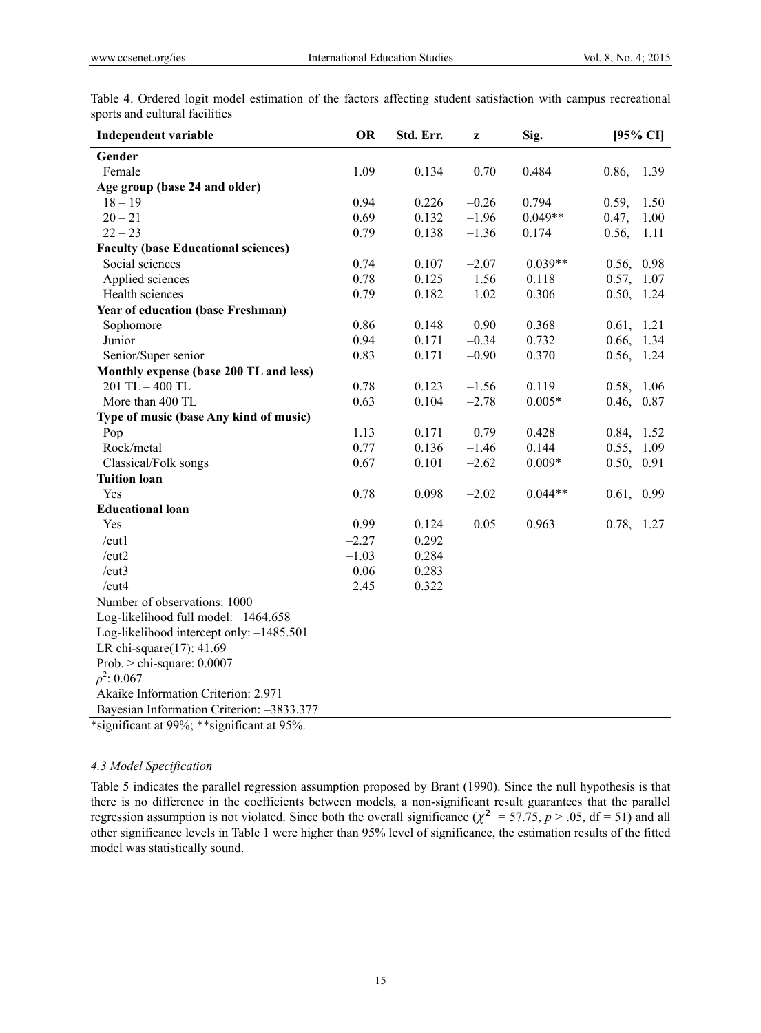Table 4. Ordered logit model estimation of the factors affecting student satisfaction with campus recreational sports and cultural facilities

| Independent variable | OR | Std. Err. | z | Sig. | [95% CI] |
|---|---|---|---|---|---|
| **Gender** | | | | | |
| Female | 1.09 | 0.134 | 0.70 | 0.484 | 0.86, 1.39 |
| **Age group (base 24 and older)** | | | | | |
| 18 – 19 | 0.94 | 0.226 | –0.26 | 0.794 | 0.59, 1.50 |
| 20 – 21 | 0.69 | 0.132 | –1.96 | 0.049** | 0.47, 1.00 |
| 22 – 23 | 0.79 | 0.138 | –1.36 | 0.174 | 0.56, 1.11 |
| **Faculty (base Educational sciences)** | | | | | |
| Social sciences | 0.74 | 0.107 | –2.07 | 0.039** | 0.56, 0.98 |
| Applied sciences | 0.78 | 0.125 | –1.56 | 0.118 | 0.57, 1.07 |
| Health sciences | 0.79 | 0.182 | –1.02 | 0.306 | 0.50, 1.24 |
| **Year of education (base Freshman)** | | | | | |
| Sophomore | 0.86 | 0.148 | –0.90 | 0.368 | 0.61, 1.21 |
| Junior | 0.94 | 0.171 | –0.34 | 0.732 | 0.66, 1.34 |
| Senior/Super senior | 0.83 | 0.171 | –0.90 | 0.370 | 0.56, 1.24 |
| **Monthly expense (base 200 TL and less)** | | | | | |
| 201 TL – 400 TL | 0.78 | 0.123 | –1.56 | 0.119 | 0.58, 1.06 |
| More than 400 TL | 0.63 | 0.104 | –2.78 | 0.005* | 0.46, 0.87 |
| **Type of music (base Any kind of music)** | | | | | |
| Pop | 1.13 | 0.171 | 0.79 | 0.428 | 0.84, 1.52 |
| Rock/metal | 0.77 | 0.136 | –1.46 | 0.144 | 0.55, 1.09 |
| Classical/Folk songs | 0.67 | 0.101 | –2.62 | 0.009* | 0.50, 0.91 |
| **Tuition loan** | | | | | |
| Yes | 0.78 | 0.098 | –2.02 | 0.044** | 0.61, 0.99 |
| **Educational loan** | | | | | |
| Yes | 0.99 | 0.124 | –0.05 | 0.963 | 0.78, 1.27 |
| /cut1 | –2.27 | 0.292 | | | |
| /cut2 | –1.03 | 0.284 | | | |
| /cut3 | 0.06 | 0.283 | | | |
| /cut4 | 2.45 | 0.322 | | | |

Number of observations: 1000
Log-likelihood full model: –1464.658
Log-likelihood intercept only: –1485.501
LR chi-square(17): 41.69
Prob. > chi-square: 0.0007
$\rho^2$: 0.067
Akaike Information Criterion: 2.971
Bayesian Information Criterion: –3833.377

*significant at 99%; **significant at 95%.

### *4.3 Model Specification*

Table 5 indicates the parallel regression assumption proposed by Brant (1990). Since the null hypothesis is that there is no difference in the coefficients between models, a non-significant result guarantees that the parallel regression assumption is not violated. Since both the overall significance ($\chi^2$ = 57.75, $p > .05$, df = 51) and all other significance levels in Table 1 were higher than 95% level of significance, the estimation results of the fitted model was statistically sound.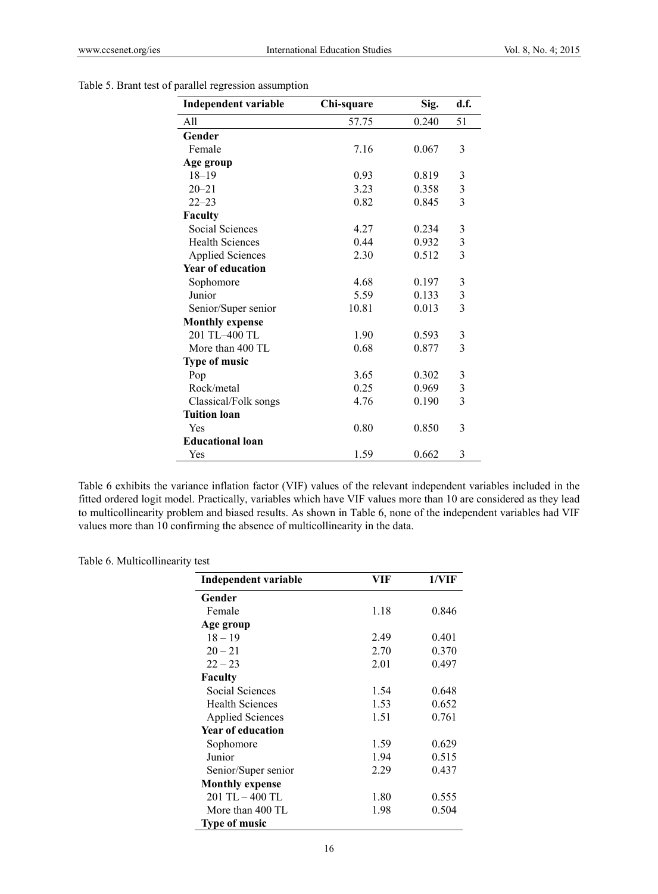Table 5. Brant test of parallel regression assumption

| Independent variable | Chi-square | Sig. | d.f. |
|---|---|---|---|
| All | 57.75 | 0.240 | 51 |
| **Gender** | | | |
| Female | 7.16 | 0.067 | 3 |
| **Age group** | | | |
| 18–19 | 0.93 | 0.819 | 3 |
| 20–21 | 3.23 | 0.358 | 3 |
| 22–23 | 0.82 | 0.845 | 3 |
| **Faculty** | | | |
| Social Sciences | 4.27 | 0.234 | 3 |
| Health Sciences | 0.44 | 0.932 | 3 |
| Applied Sciences | 2.30 | 0.512 | 3 |
| **Year of education** | | | |
| Sophomore | 4.68 | 0.197 | 3 |
| Junior | 5.59 | 0.133 | 3 |
| Senior/Super senior | 10.81 | 0.013 | 3 |
| **Monthly expense** | | | |
| 201 TL–400 TL | 1.90 | 0.593 | 3 |
| More than 400 TL | 0.68 | 0.877 | 3 |
| **Type of music** | | | |
| Pop | 3.65 | 0.302 | 3 |
| Rock/metal | 0.25 | 0.969 | 3 |
| Classical/Folk songs | 4.76 | 0.190 | 3 |
| **Tuition loan** | | | |
| Yes | 0.80 | 0.850 | 3 |
| **Educational loan** | | | |
| Yes | 1.59 | 0.662 | 3 |

Table 6 exhibits the variance inflation factor (VIF) values of the relevant independent variables included in the fitted ordered logit model. Practically, variables which have VIF values more than 10 are considered as they lead to multicollinearity problem and biased results. As shown in Table 6, none of the independent variables had VIF values more than 10 confirming the absence of multicollinearity in the data.

Table 6. Multicollinearity test

| Independent variable | VIF | 1/VIF |
|---|---|---|
| **Gender** | | |
| Female | 1.18 | 0.846 |
| **Age group** | | |
| 18 – 19 | 2.49 | 0.401 |
| 20 – 21 | 2.70 | 0.370 |
| 22 – 23 | 2.01 | 0.497 |
| **Faculty** | | |
| Social Sciences | 1.54 | 0.648 |
| Health Sciences | 1.53 | 0.652 |
| Applied Sciences | 1.51 | 0.761 |
| **Year of education** | | |
| Sophomore | 1.59 | 0.629 |
| Junior | 1.94 | 0.515 |
| Senior/Super senior | 2.29 | 0.437 |
| **Monthly expense** | | |
| 201 TL – 400 TL | 1.80 | 0.555 |
| More than 400 TL | 1.98 | 0.504 |
| **Type of music** | | |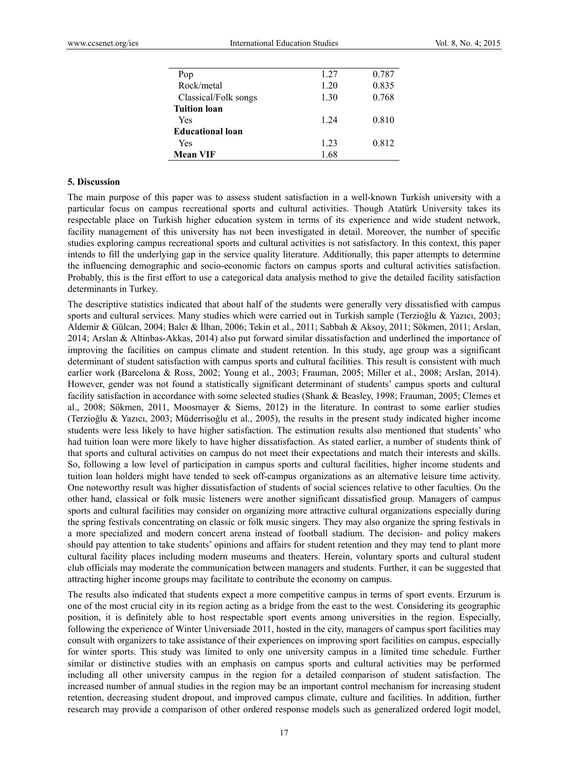| | | |
|---|---|---|
| Pop | 1.27 | 0.787 |
| Rock/metal | 1.20 | 0.835 |
| Classical/Folk songs | 1.30 | 0.768 |
| **Tuition loan** | | |
| Yes | 1.24 | 0.810 |
| **Educational loan** | | |
| Yes | 1.23 | 0.812 |
| **Mean VIF** | 1.68 | |

## 5. Discussion

The main purpose of this paper was to assess student satisfaction in a well-known Turkish university with a particular focus on campus recreational sports and cultural activities. Though Atatürk University takes its respectable place on Turkish higher education system in terms of its experience and wide student network, facility management of this university has not been investigated in detail. Moreover, the number of specific studies exploring campus recreational sports and cultural activities is not satisfactory. In this context, this paper intends to fill the underlying gap in the service quality literature. Additionally, this paper attempts to determine the influencing demographic and socio-economic factors on campus sports and cultural activities satisfaction. Probably, this is the first effort to use a categorical data analysis method to give the detailed facility satisfaction determinants in Turkey.

The descriptive statistics indicated that about half of the students were generally very dissatisfied with campus sports and cultural services. Many studies which were carried out in Turkish sample (Terzioğlu & Yazıcı, 2003; Aldemir & Gülcan, 2004; Balcı & İlhan, 2006; Tekin et al., 2011; Sabbah & Aksoy, 2011; Sökmen, 2011; Arslan, 2014; Arslan & Altinbas-Akkas, 2014) also put forward similar dissatisfaction and underlined the importance of improving the facilities on campus climate and student retention. In this study, age group was a significant determinant of student satisfaction with campus sports and cultural facilities. This result is consistent with much earlier work (Barcelona & Ross, 2002; Young et al., 2003; Frauman, 2005; Miller et al., 2008; Arslan, 2014). However, gender was not found a statistically significant determinant of students' campus sports and cultural facility satisfaction in accordance with some selected studies (Shank & Beasley, 1998; Frauman, 2005; Clemes et al., 2008; Sökmen, 2011, Moosmayer & Siems, 2012) in the literature. In contrast to some earlier studies (Terzioğlu & Yazıcı, 2003; Müderrisoğlu et al., 2005), the results in the present study indicated higher income students were less likely to have higher satisfaction. The estimation results also mentioned that students' who had tuition loan were more likely to have higher dissatisfaction. As stated earlier, a number of students think of that sports and cultural activities on campus do not meet their expectations and match their interests and skills. So, following a low level of participation in campus sports and cultural facilities, higher income students and tuition loan holders might have tended to seek off-campus organizations as an alternative leisure time activity. One noteworthy result was higher dissatisfaction of students of social sciences relative to other faculties. On the other hand, classical or folk music listeners were another significant dissatisfied group. Managers of campus sports and cultural facilities may consider on organizing more attractive cultural organizations especially during the spring festivals concentrating on classic or folk music singers. They may also organize the spring festivals in a more specialized and modern concert arena instead of football stadium. The decision- and policy makers should pay attention to take students' opinions and affairs for student retention and they may tend to plant more cultural facility places including modern museums and theaters. Herein, voluntary sports and cultural student club officials may moderate the communication between managers and students. Further, it can be suggested that attracting higher income groups may facilitate to contribute the economy on campus.

The results also indicated that students expect a more competitive campus in terms of sport events. Erzurum is one of the most crucial city in its region acting as a bridge from the east to the west. Considering its geographic position, it is definitely able to host respectable sport events among universities in the region. Especially, following the experience of Winter Universiade 2011, hosted in the city, managers of campus sport facilities may consult with organizers to take assistance of their experiences on improving sport facilities on campus, especially for winter sports. This study was limited to only one university campus in a limited time schedule. Further similar or distinctive studies with an emphasis on campus sports and cultural activities may be performed including all other university campus in the region for a detailed comparison of student satisfaction. The increased number of annual studies in the region may be an important control mechanism for increasing student retention, decreasing student dropout, and improved campus climate, culture and facilities. In addition, further research may provide a comparison of other ordered response models such as generalized ordered logit model,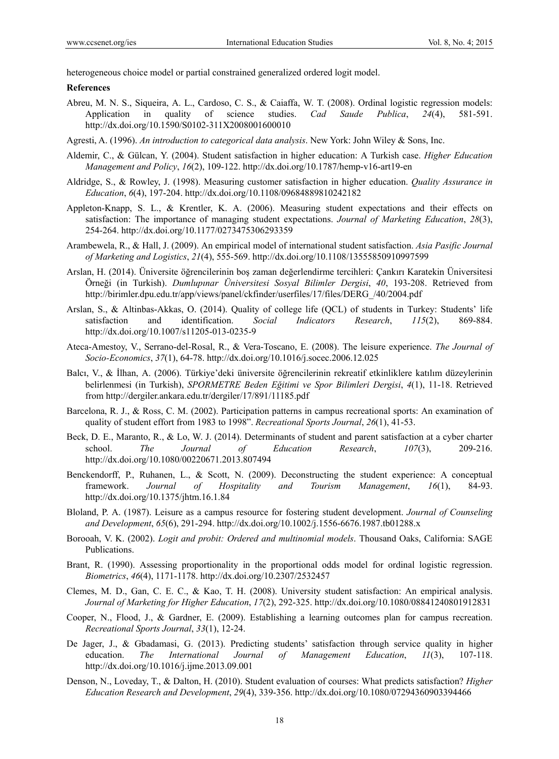heterogeneous choice model or partial constrained generalized ordered logit model.

**References**

Abreu, M. N. S., Siqueira, A. L., Cardoso, C. S., & Caiaffa, W. T. (2008). Ordinal logistic regression models: Application in quality of science studies. *Cad Saude Publica*, *24*(4), 581-591. http://dx.doi.org/10.1590/S0102-311X2008001600010

Agresti, A. (1996). *An introduction to categorical data analysis*. New York: John Wiley & Sons, Inc.

Aldemir, C., & Gülcan, Y. (2004). Student satisfaction in higher education: A Turkish case. *Higher Education Management and Policy*, *16*(2), 109-122. http://dx.doi.org/10.1787/hemp-v16-art19-en

Aldridge, S., & Rowley, J. (1998). Measuring customer satisfaction in higher education. *Quality Assurance in Education*, *6*(4), 197-204. http://dx.doi.org/10.1108/09684889810242182

Appleton-Knapp, S. L., & Krentler, K. A. (2006). Measuring student expectations and their effects on satisfaction: The importance of managing student expectations. *Journal of Marketing Education*, *28*(3), 254-264. http://dx.doi.org/10.1177/0273475306293359

Arambewela, R., & Hall, J. (2009). An empirical model of international student satisfaction. *Asia Pasific Journal of Marketing and Logistics*, *21*(4), 555-569. http://dx.doi.org/10.1108/13555850910997599

Arslan, H. (2014). Üniversite öğrencilerinin boş zaman değerlendirme tercihleri: Çankırı Karatekin Üniversitesi Örneği (in Turkish). *Dumlupınar Üniversitesi Sosyal Bilimler Dergisi*, *40*, 193-208. Retrieved from http://birimler.dpu.edu.tr/app/views/panel/ckfinder/userfiles/17/files/DERG_/40/2004.pdf

Arslan, S., & Altinbas-Akkas, O. (2014). Quality of college life (QCL) of students in Turkey: Students' life satisfaction and identification. *Social Indicators Research*, *115*(2), 869-884. http://dx.doi.org/10.1007/s11205-013-0235-9

Ateca-Amestoy, V., Serrano-del-Rosal, R., & Vera-Toscano, E. (2008). The leisure experience. *The Journal of Socio-Economics*, *37*(1), 64-78. http://dx.doi.org/10.1016/j.socec.2006.12.025

Balcı, V., & İlhan, A. (2006). Türkiye'deki üniversite öğrencilerinin rekreatif etkinliklere katılım düzeylerinin belirlenmesi (in Turkish), *SPORMETRE Beden Eğitimi ve Spor Bilimleri Dergisi*, *4*(1), 11-18. Retrieved from http://dergiler.ankara.edu.tr/dergiler/17/891/11185.pdf

Barcelona, R. J., & Ross, C. M. (2002). Participation patterns in campus recreational sports: An examination of quality of student effort from 1983 to 1998". *Recreational Sports Journal*, *26*(1), 41-53.

Beck, D. E., Maranto, R., & Lo, W. J. (2014). Determinants of student and parent satisfaction at a cyber charter school. *The Journal of Education Research*, *107*(3), 209-216. http://dx.doi.org/10.1080/00220671.2013.807494

Benckendorff, P., Ruhanen, L., & Scott, N. (2009). Deconstructing the student experience: A conceptual framework. *Journal of Hospitality and Tourism Management*, *16*(1), 84-93. http://dx.doi.org/10.1375/jhtm.16.1.84

Bloland, P. A. (1987). Leisure as a campus resource for fostering student development. *Journal of Counseling and Development*, *65*(6), 291-294. http://dx.doi.org/10.1002/j.1556-6676.1987.tb01288.x

Borooah, V. K. (2002). *Logit and probit: Ordered and multinomial models*. Thousand Oaks, California: SAGE Publications.

Brant, R. (1990). Assessing proportionality in the proportional odds model for ordinal logistic regression. *Biometrics*, *46*(4), 1171-1178. http://dx.doi.org/10.2307/2532457

Clemes, M. D., Gan, C. E. C., & Kao, T. H. (2008). University student satisfaction: An empirical analysis. *Journal of Marketing for Higher Education*, *17*(2), 292-325. http://dx.doi.org/10.1080/08841240801912831

Cooper, N., Flood, J., & Gardner, E. (2009). Establishing a learning outcomes plan for campus recreation. *Recreational Sports Journal*, *33*(1), 12-24.

De Jager, J., & Gbadamasi, G. (2013). Predicting students' satisfaction through service quality in higher education. *The International Journal of Management Education*, *11*(3), 107-118. http://dx.doi.org/10.1016/j.ijme.2013.09.001

Denson, N., Loveday, T., & Dalton, H. (2010). Student evaluation of courses: What predicts satisfaction? *Higher Education Research and Development*, *29*(4), 339-356. http://dx.doi.org/10.1080/07294360903394466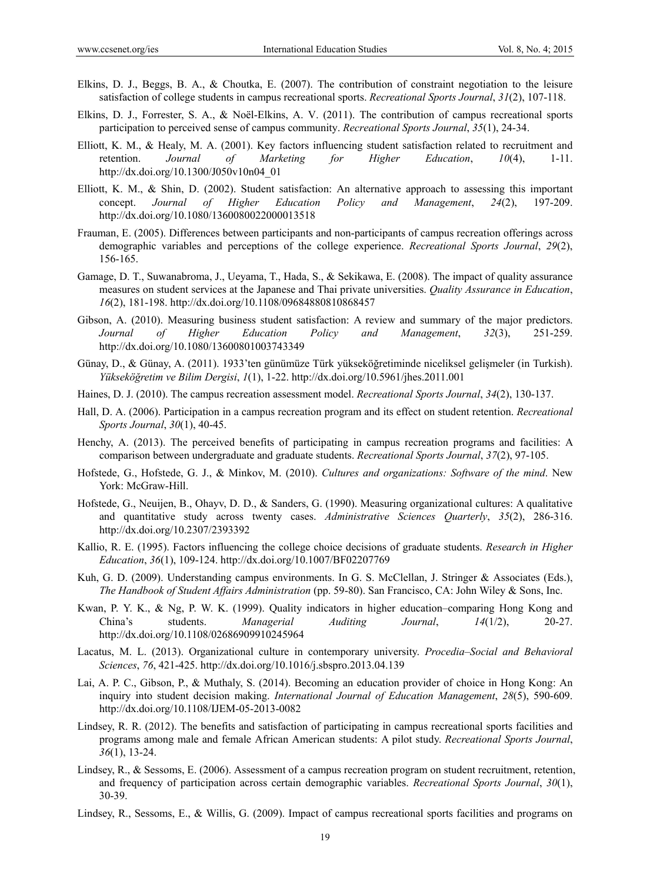Elkins, D. J., Beggs, B. A., & Choutka, E. (2007). The contribution of constraint negotiation to the leisure satisfaction of college students in campus recreational sports. *Recreational Sports Journal*, *31*(2), 107-118.

Elkins, D. J., Forrester, S. A., & Noël-Elkins, A. V. (2011). The contribution of campus recreational sports participation to perceived sense of campus community. *Recreational Sports Journal*, *35*(1), 24-34.

Elliott, K. M., & Healy, M. A. (2001). Key factors influencing student satisfaction related to recruitment and retention. *Journal of Marketing for Higher Education*, *10*(4), 1-11. http://dx.doi.org/10.1300/J050v10n04_01

Elliott, K. M., & Shin, D. (2002). Student satisfaction: An alternative approach to assessing this important concept. *Journal of Higher Education Policy and Management*, *24*(2), 197-209. http://dx.doi.org/10.1080/1360080022000013518

Frauman, E. (2005). Differences between participants and non-participants of campus recreation offerings across demographic variables and perceptions of the college experience. *Recreational Sports Journal*, *29*(2), 156-165.

Gamage, D. T., Suwanabroma, J., Ueyama, T., Hada, S., & Sekikawa, E. (2008). The impact of quality assurance measures on student services at the Japanese and Thai private universities. *Quality Assurance in Education*, *16*(2), 181-198. http://dx.doi.org/10.1108/09684880810868457

Gibson, A. (2010). Measuring business student satisfaction: A review and summary of the major predictors. *Journal of Higher Education Policy and Management*, *32*(3), 251-259. http://dx.doi.org/10.1080/13600801003743349

Günay, D., & Günay, A. (2011). 1933'ten günümüze Türk yükseköğretiminde niceliksel gelişmeler (in Turkish). *Yükseköğretim ve Bilim Dergisi*, *1*(1), 1-22. http://dx.doi.org/10.5961/jhes.2011.001

Haines, D. J. (2010). The campus recreation assessment model. *Recreational Sports Journal*, *34*(2), 130-137.

Hall, D. A. (2006). Participation in a campus recreation program and its effect on student retention. *Recreational Sports Journal*, *30*(1), 40-45.

Henchy, A. (2013). The perceived benefits of participating in campus recreation programs and facilities: A comparison between undergraduate and graduate students. *Recreational Sports Journal*, *37*(2), 97-105.

Hofstede, G., Hofstede, G. J., & Minkov, M. (2010). *Cultures and organizations: Software of the mind*. New York: McGraw-Hill.

Hofstede, G., Neuijen, B., Ohayv, D. D., & Sanders, G. (1990). Measuring organizational cultures: A qualitative and quantitative study across twenty cases. *Administrative Sciences Quarterly*, *35*(2), 286-316. http://dx.doi.org/10.2307/2393392

Kallio, R. E. (1995). Factors influencing the college choice decisions of graduate students. *Research in Higher Education*, *36*(1), 109-124. http://dx.doi.org/10.1007/BF02207769

Kuh, G. D. (2009). Understanding campus environments. In G. S. McClellan, J. Stringer & Associates (Eds.), *The Handbook of Student Affairs Administration* (pp. 59-80). San Francisco, CA: John Wiley & Sons, Inc.

Kwan, P. Y. K., & Ng, P. W. K. (1999). Quality indicators in higher education–comparing Hong Kong and China's students. *Managerial Auditing Journal*, *14*(1/2), 20-27. http://dx.doi.org/10.1108/02686909910245964

Lacatus, M. L. (2013). Organizational culture in contemporary university. *Procedia–Social and Behavioral Sciences*, *76*, 421-425. http://dx.doi.org/10.1016/j.sbspro.2013.04.139

Lai, A. P. C., Gibson, P., & Muthaly, S. (2014). Becoming an education provider of choice in Hong Kong: An inquiry into student decision making. *International Journal of Education Management*, *28*(5), 590-609. http://dx.doi.org/10.1108/IJEM-05-2013-0082

Lindsey, R. R. (2012). The benefits and satisfaction of participating in campus recreational sports facilities and programs among male and female African American students: A pilot study. *Recreational Sports Journal*, *36*(1), 13-24.

Lindsey, R., & Sessoms, E. (2006). Assessment of a campus recreation program on student recruitment, retention, and frequency of participation across certain demographic variables. *Recreational Sports Journal*, *30*(1), 30-39.

Lindsey, R., Sessoms, E., & Willis, G. (2009). Impact of campus recreational sports facilities and programs on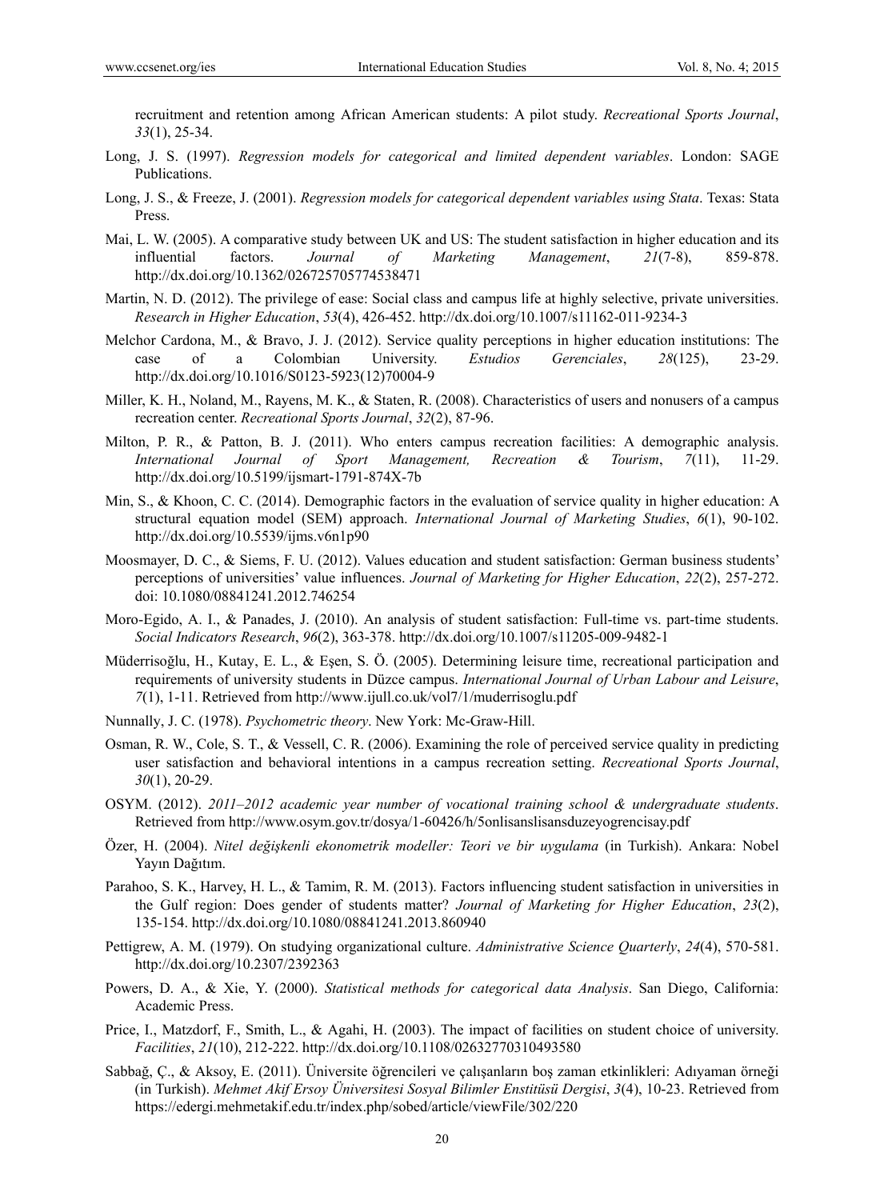recruitment and retention among African American students: A pilot study. *Recreational Sports Journal*, *33*(1), 25-34.

Long, J. S. (1997). *Regression models for categorical and limited dependent variables*. London: SAGE Publications.

Long, J. S., & Freeze, J. (2001). *Regression models for categorical dependent variables using Stata*. Texas: Stata Press.

Mai, L. W. (2005). A comparative study between UK and US: The student satisfaction in higher education and its influential factors. *Journal of Marketing Management*, *21*(7-8), 859-878. http://dx.doi.org/10.1362/026725705774538471

Martin, N. D. (2012). The privilege of ease: Social class and campus life at highly selective, private universities. *Research in Higher Education*, *53*(4), 426-452. http://dx.doi.org/10.1007/s11162-011-9234-3

Melchor Cardona, M., & Bravo, J. J. (2012). Service quality perceptions in higher education institutions: The case of a Colombian University. *Estudios Gerenciales*, *28*(125), 23-29. http://dx.doi.org/10.1016/S0123-5923(12)70004-9

Miller, K. H., Noland, M., Rayens, M. K., & Staten, R. (2008). Characteristics of users and nonusers of a campus recreation center. *Recreational Sports Journal*, *32*(2), 87-96.

Milton, P. R., & Patton, B. J. (2011). Who enters campus recreation facilities: A demographic analysis. *International Journal of Sport Management, Recreation & Tourism*, *7*(11), 11-29. http://dx.doi.org/10.5199/ijsmart-1791-874X-7b

Min, S., & Khoon, C. C. (2014). Demographic factors in the evaluation of service quality in higher education: A structural equation model (SEM) approach. *International Journal of Marketing Studies*, *6*(1), 90-102. http://dx.doi.org/10.5539/ijms.v6n1p90

Moosmayer, D. C., & Siems, F. U. (2012). Values education and student satisfaction: German business students' perceptions of universities' value influences. *Journal of Marketing for Higher Education*, *22*(2), 257-272. doi: 10.1080/08841241.2012.746254

Moro-Egido, A. I., & Panades, J. (2010). An analysis of student satisfaction: Full-time vs. part-time students. *Social Indicators Research*, *96*(2), 363-378. http://dx.doi.org/10.1007/s11205-009-9482-1

Müderrisoğlu, H., Kutay, E. L., & Eşen, S. Ö. (2005). Determining leisure time, recreational participation and requirements of university students in Düzce campus. *International Journal of Urban Labour and Leisure*, *7*(1), 1-11. Retrieved from http://www.ijull.co.uk/vol7/1/muderrisoglu.pdf

Nunnally, J. C. (1978). *Psychometric theory*. New York: Mc-Graw-Hill.

Osman, R. W., Cole, S. T., & Vessell, C. R. (2006). Examining the role of perceived service quality in predicting user satisfaction and behavioral intentions in a campus recreation setting. *Recreational Sports Journal*, *30*(1), 20-29.

OSYM. (2012). *2011–2012 academic year number of vocational training school & undergraduate students*. Retrieved from http://www.osym.gov.tr/dosya/1-60426/h/5onlisanslisansduzeyogrencisay.pdf

Özer, H. (2004). *Nitel değişkenli ekonometrik modeller: Teori ve bir uygulama* (in Turkish). Ankara: Nobel Yayın Dağıtım.

Parahoo, S. K., Harvey, H. L., & Tamim, R. M. (2013). Factors influencing student satisfaction in universities in the Gulf region: Does gender of students matter? *Journal of Marketing for Higher Education*, *23*(2), 135-154. http://dx.doi.org/10.1080/08841241.2013.860940

Pettigrew, A. M. (1979). On studying organizational culture. *Administrative Science Quarterly*, *24*(4), 570-581. http://dx.doi.org/10.2307/2392363

Powers, D. A., & Xie, Y. (2000). *Statistical methods for categorical data Analysis*. San Diego, California: Academic Press.

Price, I., Matzdorf, F., Smith, L., & Agahi, H. (2003). The impact of facilities on student choice of university. *Facilities*, *21*(10), 212-222. http://dx.doi.org/10.1108/02632770310493580

Sabbağ, Ç., & Aksoy, E. (2011). Üniversite öğrencileri ve çalışanların boş zaman etkinlikleri: Adıyaman örneği (in Turkish). *Mehmet Akif Ersoy Üniversitesi Sosyal Bilimler Enstitüsü Dergisi*, *3*(4), 10-23. Retrieved from https://edergi.mehmetakif.edu.tr/index.php/sobed/article/viewFile/302/220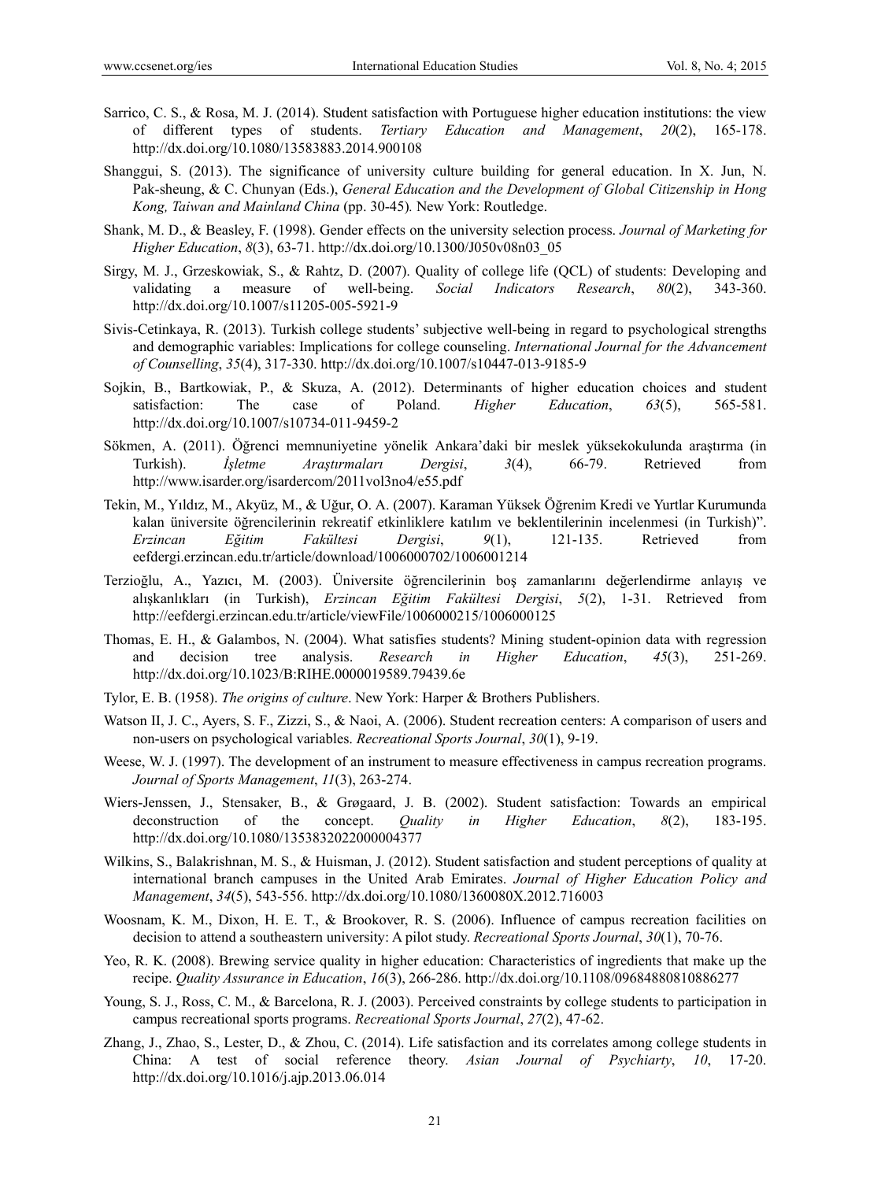Sarrico, C. S., & Rosa, M. J. (2014). Student satisfaction with Portuguese higher education institutions: the view of different types of students. *Tertiary Education and Management*, *20*(2), 165-178. http://dx.doi.org/10.1080/13583883.2014.900108

Shanggui, S. (2013). The significance of university culture building for general education. In X. Jun, N. Pak-sheung, & C. Chunyan (Eds.), *General Education and the Development of Global Citizenship in Hong Kong, Taiwan and Mainland China* (pp. 30-45)*.* New York: Routledge.

Shank, M. D., & Beasley, F. (1998). Gender effects on the university selection process. *Journal of Marketing for Higher Education*, *8*(3), 63-71. http://dx.doi.org/10.1300/J050v08n03_05

Sirgy, M. J., Grzeskowiak, S., & Rahtz, D. (2007). Quality of college life (QCL) of students: Developing and validating a measure of well-being. *Social Indicators Research*, *80*(2), 343-360. http://dx.doi.org/10.1007/s11205-005-5921-9

Sivis-Cetinkaya, R. (2013). Turkish college students' subjective well-being in regard to psychological strengths and demographic variables: Implications for college counseling. *International Journal for the Advancement of Counselling*, *35*(4), 317-330. http://dx.doi.org/10.1007/s10447-013-9185-9

Sojkin, B., Bartkowiak, P., & Skuza, A. (2012). Determinants of higher education choices and student satisfaction: The case of Poland. *Higher Education*, *63*(5), 565-581. http://dx.doi.org/10.1007/s10734-011-9459-2

Sökmen, A. (2011). Öğrenci memnuniyetine yönelik Ankara'daki bir meslek yüksekokulunda araştırma (in Turkish). *İşletme Araştırmaları Dergisi*, *3*(4), 66-79. Retrieved from http://www.isarder.org/isardercom/2011vol3no4/e55.pdf

Tekin, M., Yıldız, M., Akyüz, M., & Uğur, O. A. (2007). Karaman Yüksek Öğrenim Kredi ve Yurtlar Kurumunda kalan üniversite öğrencilerinin rekreatif etkinliklere katılım ve beklentilerinin incelenmesi (in Turkish)". *Erzincan Eğitim Fakültesi Dergisi*, *9*(1), 121-135. Retrieved from eefdergi.erzincan.edu.tr/article/download/1006000702/1006001214

Terzioğlu, A., Yazıcı, M. (2003). Üniversite öğrencilerinin boş zamanlarını değerlendirme anlayış ve alışkanlıkları (in Turkish), *Erzincan Eğitim Fakültesi Dergisi*, *5*(2), 1-31. Retrieved from http://eefdergi.erzincan.edu.tr/article/viewFile/1006000215/1006000125

Thomas, E. H., & Galambos, N. (2004). What satisfies students? Mining student-opinion data with regression and decision tree analysis. *Research in Higher Education*, *45*(3), 251-269. http://dx.doi.org/10.1023/B:RIHE.0000019589.79439.6e

Tylor, E. B. (1958). *The origins of culture*. New York: Harper & Brothers Publishers.

Watson II, J. C., Ayers, S. F., Zizzi, S., & Naoi, A. (2006). Student recreation centers: A comparison of users and non-users on psychological variables. *Recreational Sports Journal*, *30*(1), 9-19.

Weese, W. J. (1997). The development of an instrument to measure effectiveness in campus recreation programs. *Journal of Sports Management*, *11*(3), 263-274.

Wiers-Jenssen, J., Stensaker, B., & Grøgaard, J. B. (2002). Student satisfaction: Towards an empirical deconstruction of the concept. *Quality in Higher Education*, *8*(2), 183-195. http://dx.doi.org/10.1080/1353832022000004377

Wilkins, S., Balakrishnan, M. S., & Huisman, J. (2012). Student satisfaction and student perceptions of quality at international branch campuses in the United Arab Emirates. *Journal of Higher Education Policy and Management*, *34*(5), 543-556. http://dx.doi.org/10.1080/1360080X.2012.716003

Woosnam, K. M., Dixon, H. E. T., & Brookover, R. S. (2006). Influence of campus recreation facilities on decision to attend a southeastern university: A pilot study. *Recreational Sports Journal*, *30*(1), 70-76.

Yeo, R. K. (2008). Brewing service quality in higher education: Characteristics of ingredients that make up the recipe. *Quality Assurance in Education*, *16*(3), 266-286. http://dx.doi.org/10.1108/09684880810886277

Young, S. J., Ross, C. M., & Barcelona, R. J. (2003). Perceived constraints by college students to participation in campus recreational sports programs. *Recreational Sports Journal*, *27*(2), 47-62.

Zhang, J., Zhao, S., Lester, D., & Zhou, C. (2014). Life satisfaction and its correlates among college students in China: A test of social reference theory. *Asian Journal of Psychiarty*, *10*, 17-20. http://dx.doi.org/10.1016/j.ajp.2013.06.014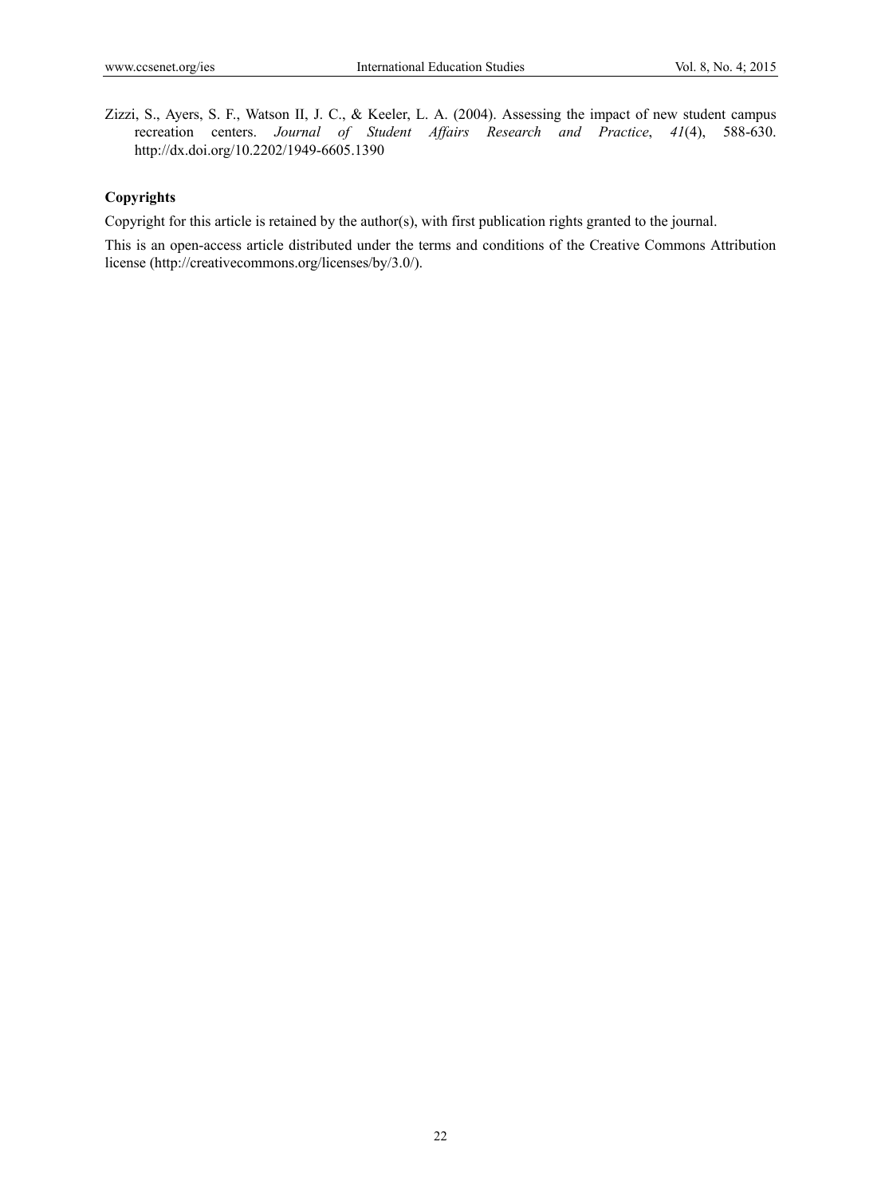Zizzi, S., Ayers, S. F., Watson II, J. C., & Keeler, L. A. (2004). Assessing the impact of new student campus recreation centers. *Journal of Student Affairs Research and Practice*, *41*(4), 588-630. http://dx.doi.org/10.2202/1949-6605.1390

**Copyrights**

Copyright for this article is retained by the author(s), with first publication rights granted to the journal.

This is an open-access article distributed under the terms and conditions of the Creative Commons Attribution license (http://creativecommons.org/licenses/by/3.0/).